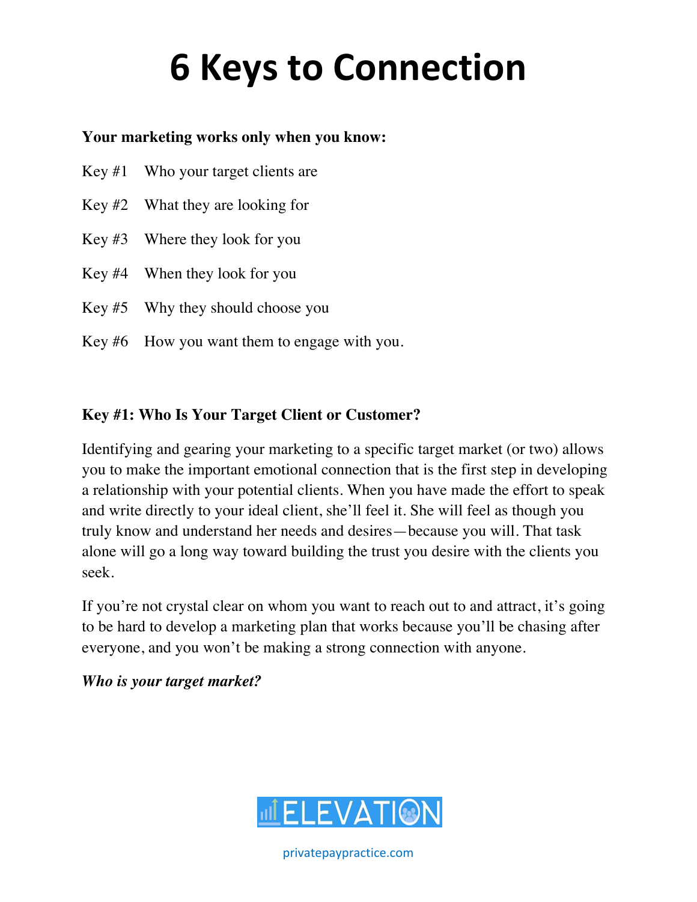# 6 Keys to Connection

**Your marketing works only when you know:**

Key #1 Who your target clients are

Key #2 What they are looking for

Key #3 Where they look for you

Key #4 When they look for you

Key #5 Why they should choose you

Key #6 How you want them to engage with you.

**Key #1: Who Is Your Target Client or Customer?**

Identifying and gearing your marketing to a specific target market (or two) allows you to make the important emotional connection that is the first step in developing a relationship with your potential clients. When you have made the effort to speak and write directly to your ideal client, she'll feel it. She will feel as though you truly know and understand her needs and desires—because you will. That task alone will go a long way toward building the trust you desire with the clients you seek.

If you're not crystal clear on whom you want to reach out to and attract, it's going to be hard to develop a marketing plan that works because you'll be chasing after everyone, and you won't be making a strong connection with anyone.

***Who is your target market?***

ELEVATION

privatepaypractice.com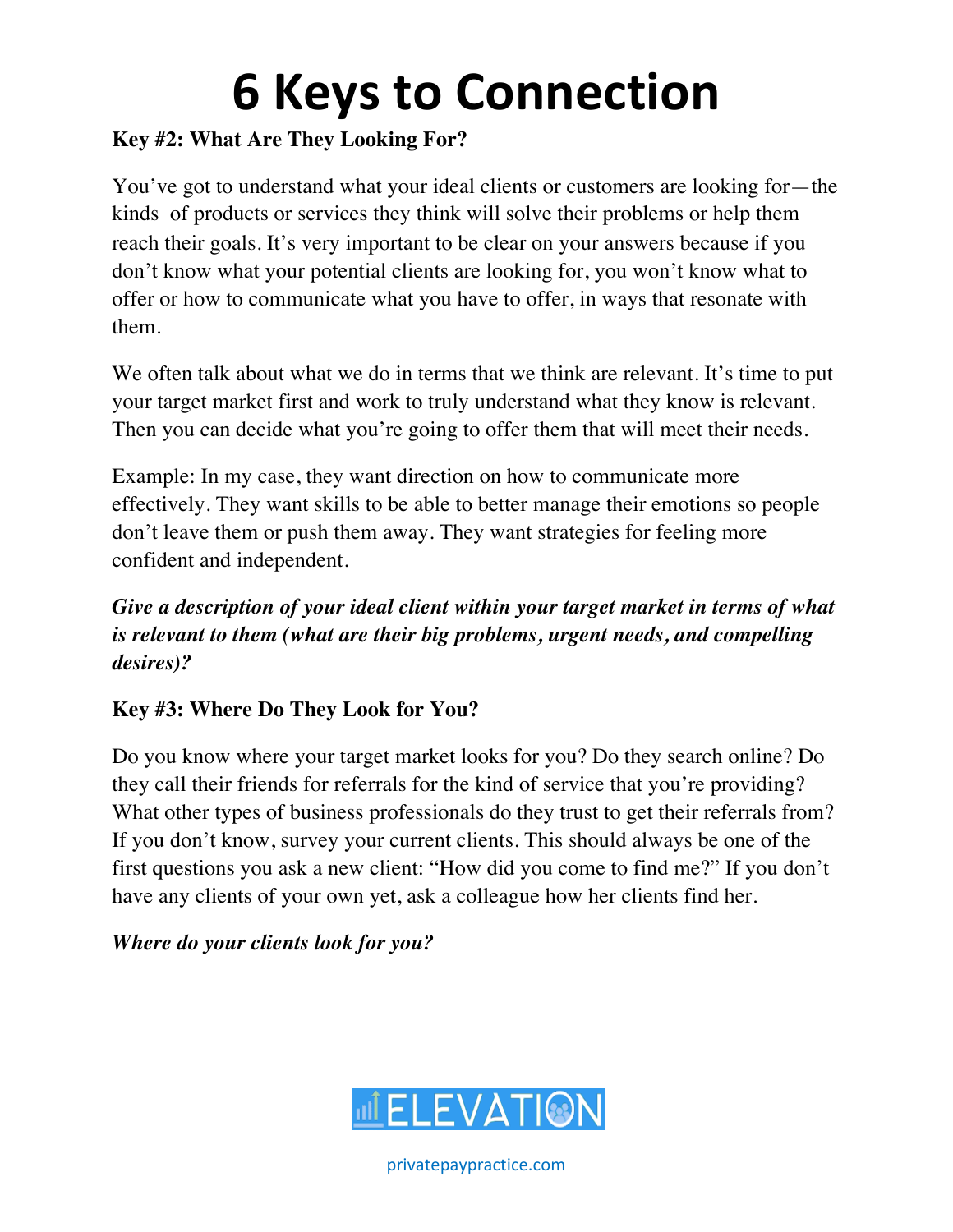# 6 Keys to Connection

**Key #2: What Are They Looking For?**

You've got to understand what your ideal clients or customers are looking for—the kinds of products or services they think will solve their problems or help them reach their goals. It's very important to be clear on your answers because if you don't know what your potential clients are looking for, you won't know what to offer or how to communicate what you have to offer, in ways that resonate with them.

We often talk about what we do in terms that we think are relevant. It's time to put your target market first and work to truly understand what they know is relevant. Then you can decide what you're going to offer them that will meet their needs.

Example: In my case, they want direction on how to communicate more effectively. They want skills to be able to better manage their emotions so people don't leave them or push them away. They want strategies for feeling more confident and independent.

***Give a description of your ideal client within your target market in terms of what is relevant to them (what are their big problems, urgent needs, and compelling desires)?***

**Key #3: Where Do They Look for You?**

Do you know where your target market looks for you? Do they search online? Do they call their friends for referrals for the kind of service that you're providing? What other types of business professionals do they trust to get their referrals from? If you don't know, survey your current clients. This should always be one of the first questions you ask a new client: "How did you come to find me?" If you don't have any clients of your own yet, ask a colleague how her clients find her.

***Where do your clients look for you?***

ELEVATION

privatepaypractice.com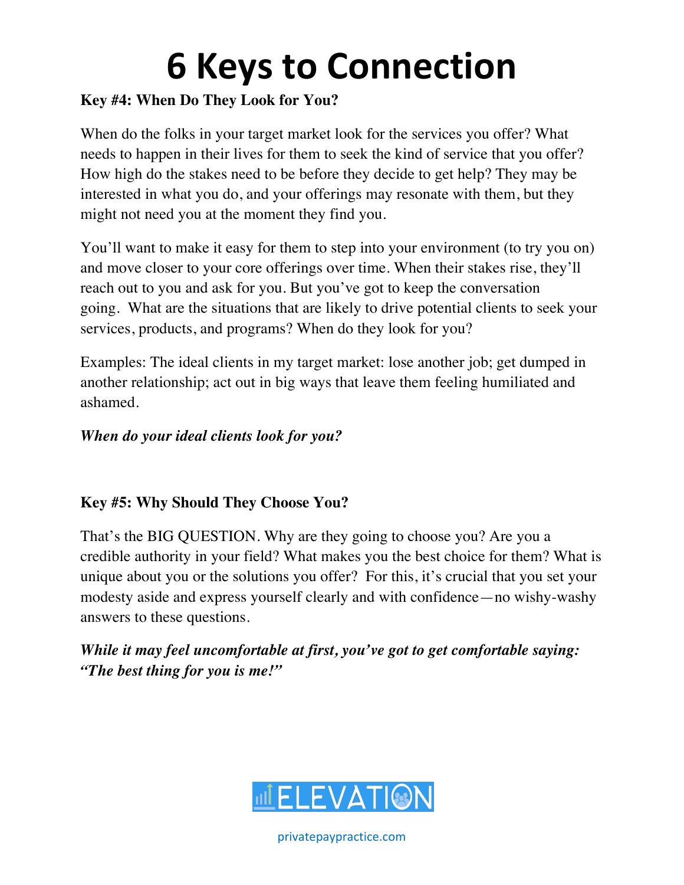# 6 Keys to Connection

**Key #4: When Do They Look for You?**

When do the folks in your target market look for the services you offer? What needs to happen in their lives for them to seek the kind of service that you offer? How high do the stakes need to be before they decide to get help? They may be interested in what you do, and your offerings may resonate with them, but they might not need you at the moment they find you.

You'll want to make it easy for them to step into your environment (to try you on) and move closer to your core offerings over time. When their stakes rise, they'll reach out to you and ask for you. But you've got to keep the conversation going. What are the situations that are likely to drive potential clients to seek your services, products, and programs? When do they look for you?

Examples: The ideal clients in my target market: lose another job; get dumped in another relationship; act out in big ways that leave them feeling humiliated and ashamed.

***When do your ideal clients look for you?***

**Key #5: Why Should They Choose You?**

That's the BIG QUESTION. Why are they going to choose you? Are you a credible authority in your field? What makes you the best choice for them? What is unique about you or the solutions you offer? For this, it's crucial that you set your modesty aside and express yourself clearly and with confidence—no wishy-washy answers to these questions.

***While it may feel uncomfortable at first, you've got to get comfortable saying: "The best thing for you is me!"***

ELEVATION

privatepaypractice.com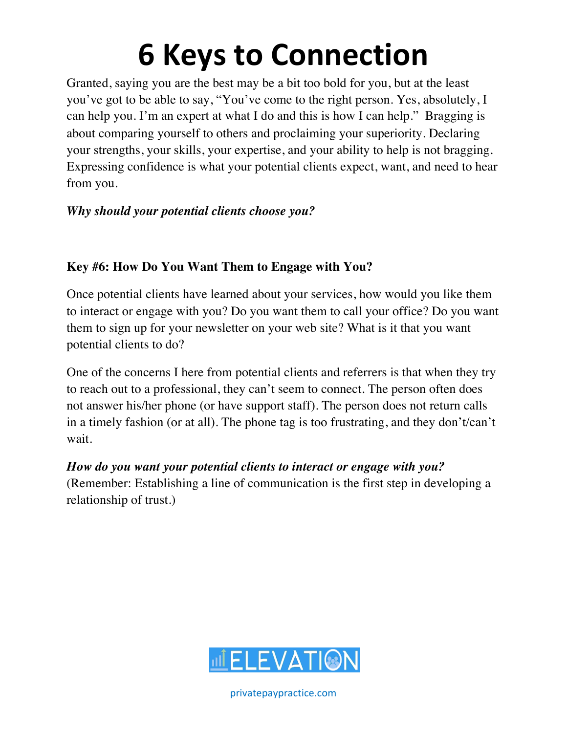# 6 Keys to Connection

Granted, saying you are the best may be a bit too bold for you, but at the least you've got to be able to say, "You've come to the right person. Yes, absolutely, I can help you. I'm an expert at what I do and this is how I can help." Bragging is about comparing yourself to others and proclaiming your superiority. Declaring your strengths, your skills, your expertise, and your ability to help is not bragging. Expressing confidence is what your potential clients expect, want, and need to hear from you.

***Why should your potential clients choose you?***

**Key #6: How Do You Want Them to Engage with You?**

Once potential clients have learned about your services, how would you like them to interact or engage with you? Do you want them to call your office? Do you want them to sign up for your newsletter on your web site? What is it that you want potential clients to do?

One of the concerns I here from potential clients and referrers is that when they try to reach out to a professional, they can't seem to connect. The person often does not answer his/her phone (or have support staff). The person does not return calls in a timely fashion (or at all). The phone tag is too frustrating, and they don't/can't wait.

***How do you want your potential clients to interact or engage with you?***
(Remember: Establishing a line of communication is the first step in developing a relationship of trust.)

ELEVATION

privatepaypractice.com